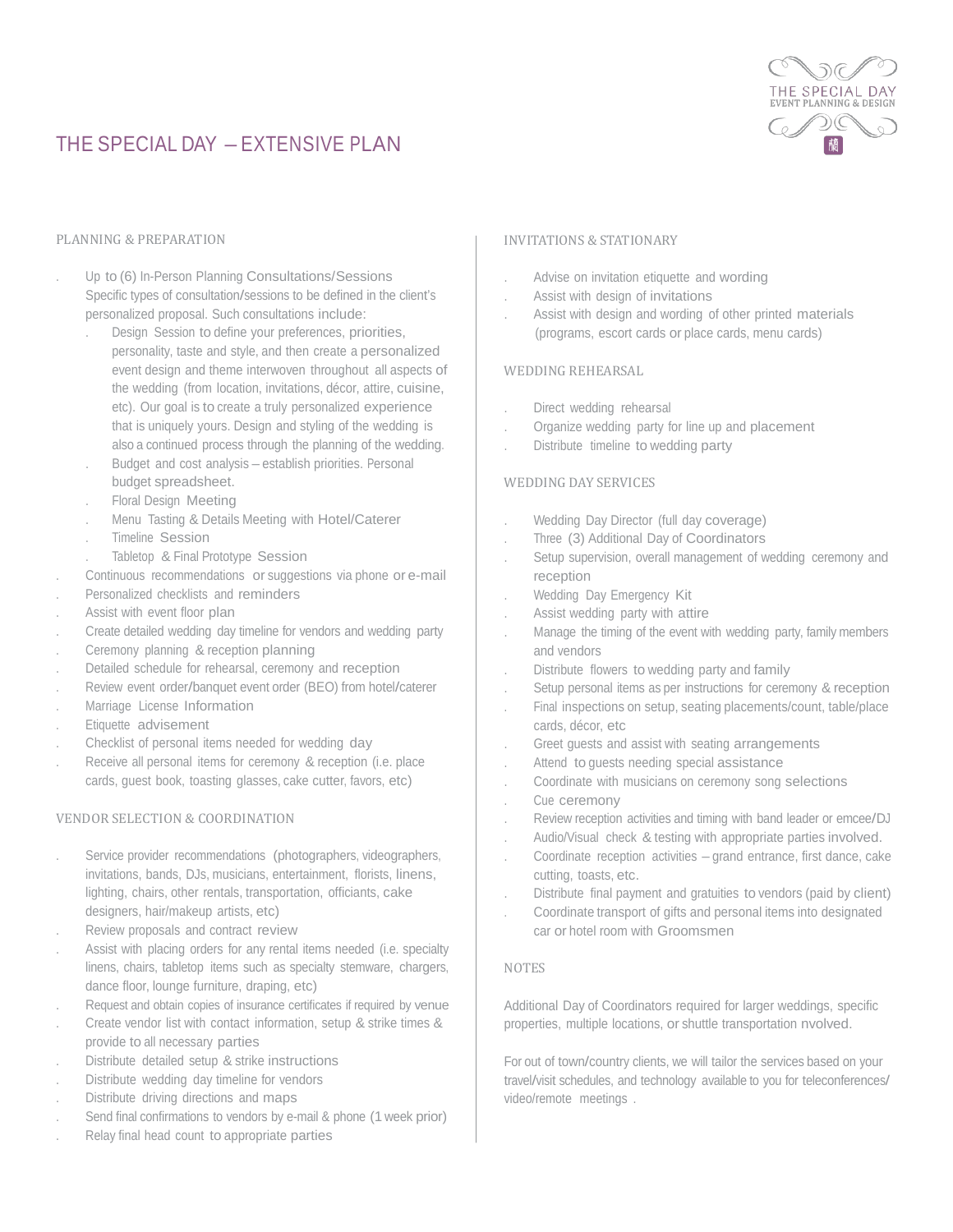# THE SPECIAL DAY – EXTENSIVE PLAN

THE SPECIAL DAY
EVENT PLANNING & DESIGN

## PLANNING & PREPARATION

- Up to (6) In-Person Planning Consultations/Sessions
  Specific types of consultation/sessions to be defined in the client's personalized proposal. Such consultations include:
  - Design Session to define your preferences, priorities, personality, taste and style, and then create a personalized event design and theme interwoven throughout all aspects of the wedding (from location, invitations, décor, attire, cuisine, etc). Our goal is to create a truly personalized experience that is uniquely yours. Design and styling of the wedding is also a continued process through the planning of the wedding.
  - Budget and cost analysis – establish priorities. Personal budget spreadsheet.
  - Floral Design Meeting
  - Menu Tasting & Details Meeting with Hotel/Caterer
  - Timeline Session
  - Tabletop & Final Prototype Session
- Continuous recommendations or suggestions via phone or e-mail
- Personalized checklists and reminders
- Assist with event floor plan
- Create detailed wedding day timeline for vendors and wedding party
- Ceremony planning & reception planning
- Detailed schedule for rehearsal, ceremony and reception
- Review event order/banquet event order (BEO) from hotel/caterer
- Marriage License Information
- Etiquette advisement
- Checklist of personal items needed for wedding day
- Receive all personal items for ceremony & reception (i.e. place cards, guest book, toasting glasses, cake cutter, favors, etc)

## VENDOR SELECTION & COORDINATION

- Service provider recommendations (photographers, videographers, invitations, bands, DJs, musicians, entertainment, florists, linens, lighting, chairs, other rentals, transportation, officiants, cake designers, hair/makeup artists, etc)
- Review proposals and contract review
- Assist with placing orders for any rental items needed (i.e. specialty linens, chairs, tabletop items such as specialty stemware, chargers, dance floor, lounge furniture, draping, etc)
- Request and obtain copies of insurance certificates if required by venue
- Create vendor list with contact information, setup & strike times & provide to all necessary parties
- Distribute detailed setup & strike instructions
- Distribute wedding day timeline for vendors
- Distribute driving directions and maps
- Send final confirmations to vendors by e-mail & phone (1 week prior)
- Relay final head count to appropriate parties

## INVITATIONS & STATIONARY

- Advise on invitation etiquette and wording
- Assist with design of invitations
- Assist with design and wording of other printed materials (programs, escort cards or place cards, menu cards)

## WEDDING REHEARSAL

- Direct wedding rehearsal
- Organize wedding party for line up and placement
- Distribute timeline to wedding party

## WEDDING DAY SERVICES

- Wedding Day Director (full day coverage)
- Three (3) Additional Day of Coordinators
- Setup supervision, overall management of wedding ceremony and reception
- Wedding Day Emergency Kit
- Assist wedding party with attire
- Manage the timing of the event with wedding party, family members and vendors
- Distribute flowers to wedding party and family
- Setup personal items as per instructions for ceremony & reception
- Final inspections on setup, seating placements/count, table/place cards, décor, etc
- Greet guests and assist with seating arrangements
- Attend to guests needing special assistance
- Coordinate with musicians on ceremony song selections
- Cue ceremony
- Review reception activities and timing with band leader or emcee/DJ
- Audio/Visual check & testing with appropriate parties involved.
- Coordinate reception activities – grand entrance, first dance, cake cutting, toasts, etc.
- Distribute final payment and gratuities to vendors (paid by client)
- Coordinate transport of gifts and personal items into designated car or hotel room with Groomsmen

## NOTES

Additional Day of Coordinators required for larger weddings, specific properties, multiple locations, or shuttle transportation nvolved.

For out of town/country clients, we will tailor the services based on your travel/visit schedules, and technology available to you for teleconferences/ video/remote meetings .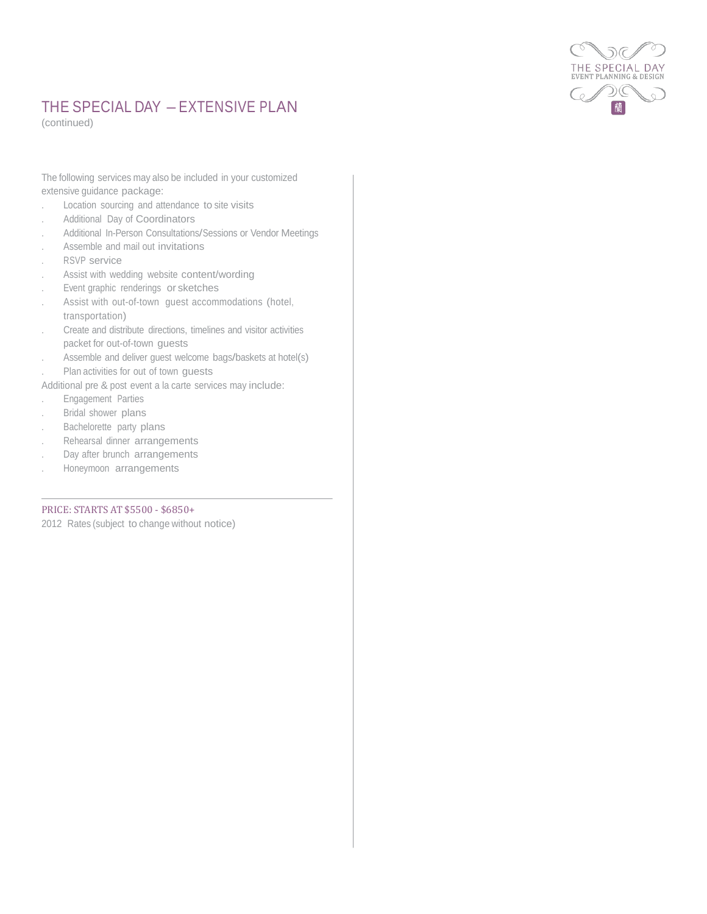# THE SPECIAL DAY – EXTENSIVE PLAN

(continued)

The following services may also be included in your customized extensive guidance package:

- Location sourcing and attendance to site visits
- Additional Day of Coordinators
- Additional In-Person Consultations/Sessions or Vendor Meetings
- Assemble and mail out invitations
- RSVP service
- Assist with wedding website content/wording
- Event graphic renderings or sketches
- Assist with out-of-town guest accommodations (hotel, transportation)
- Create and distribute directions, timelines and visitor activities packet for out-of-town guests
- Assemble and deliver guest welcome bags/baskets at hotel(s)
- Plan activities for out of town guests

Additional pre & post event a la carte services may include:

- Engagement Parties
- Bridal shower plans
- Bachelorette party plans
- Rehearsal dinner arrangements
- Day after brunch arrangements
- Honeymoon arrangements

---

PRICE: STARTS AT $5500 - $6850+

2012 Rates (subject to change without notice)